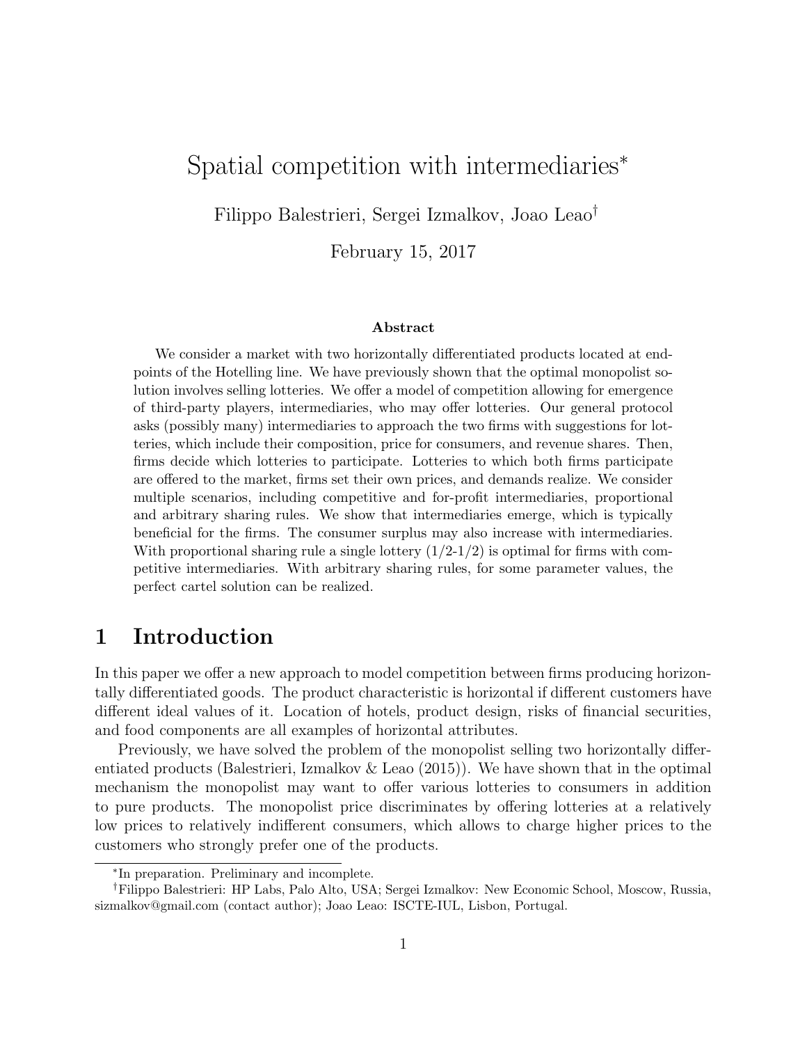# Spatial competition with intermediaries*

Filippo Balestrieri, Sergei Izmalkov, Joao Leao[†]

February 15, 2017

### Abstract

We consider a market with two horizontally differentiated products located at endpoints of the Hotelling line. We have previously shown that the optimal monopolist solution involves selling lotteries. We offer a model of competition allowing for emergence of third-party players, intermediaries, who may offer lotteries. Our general protocol asks (possibly many) intermediaries to approach the two firms with suggestions for lotteries, which include their composition, price for consumers, and revenue shares. Then, firms decide which lotteries to participate. Lotteries to which both firms participate are offered to the market, firms set their own prices, and demands realize. We consider multiple scenarios, including competitive and for-profit intermediaries, proportional and arbitrary sharing rules. We show that intermediaries emerge, which is typically beneficial for the firms. The consumer surplus may also increase with intermediaries. With proportional sharing rule a single lottery (1/2-1/2) is optimal for firms with competitive intermediaries. With arbitrary sharing rules, for some parameter values, the perfect cartel solution can be realized.

## 1 Introduction

In this paper we offer a new approach to model competition between firms producing horizontally differentiated goods. The product characteristic is horizontal if different customers have different ideal values of it. Location of hotels, product design, risks of financial securities, and food components are all examples of horizontal attributes.

Previously, we have solved the problem of the monopolist selling two horizontally differentiated products (Balestrieri, Izmalkov & Leao (2015)). We have shown that in the optimal mechanism the monopolist may want to offer various lotteries to consumers in addition to pure products. The monopolist price discriminates by offering lotteries at a relatively low prices to relatively indifferent consumers, which allows to charge higher prices to the customers who strongly prefer one of the products.

---

*In preparation. Preliminary and incomplete.

[†]Filippo Balestrieri: HP Labs, Palo Alto, USA; Sergei Izmalkov: New Economic School, Moscow, Russia, sizmalkov@gmail.com (contact author); Joao Leao: ISCTE-IUL, Lisbon, Portugal.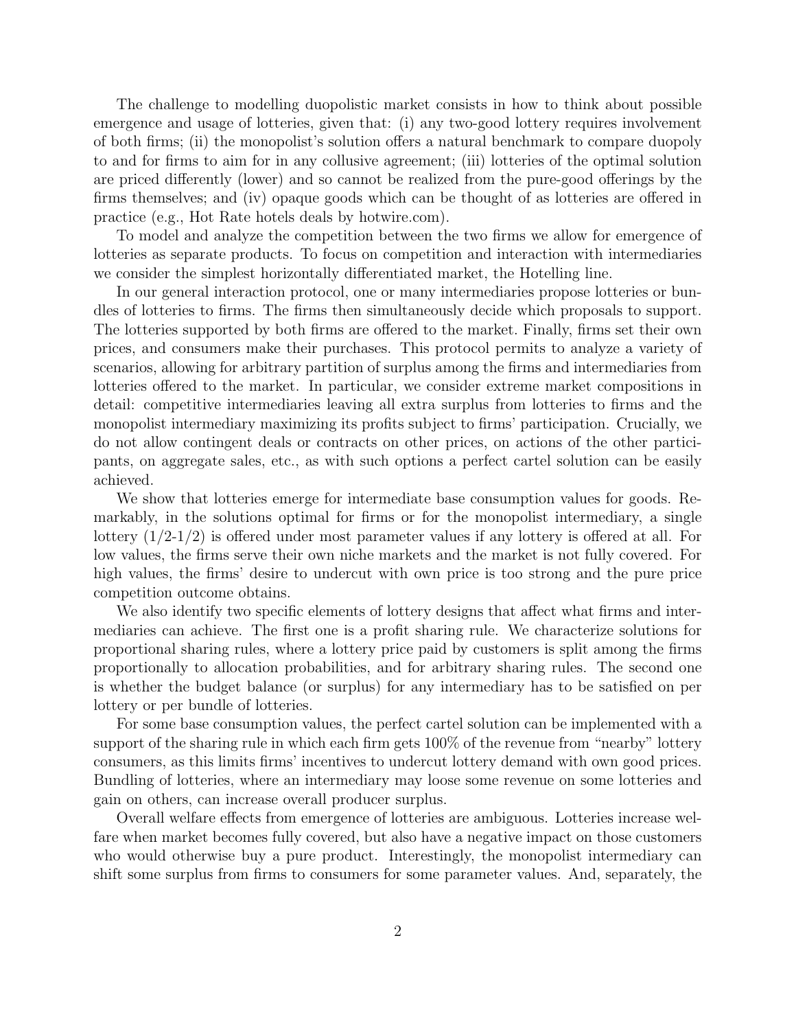The challenge to modelling duopolistic market consists in how to think about possible emergence and usage of lotteries, given that: (i) any two-good lottery requires involvement of both firms; (ii) the monopolist's solution offers a natural benchmark to compare duopoly to and for firms to aim for in any collusive agreement; (iii) lotteries of the optimal solution are priced differently (lower) and so cannot be realized from the pure-good offerings by the firms themselves; and (iv) opaque goods which can be thought of as lotteries are offered in practice (e.g., Hot Rate hotels deals by hotwire.com).

To model and analyze the competition between the two firms we allow for emergence of lotteries as separate products. To focus on competition and interaction with intermediaries we consider the simplest horizontally differentiated market, the Hotelling line.

In our general interaction protocol, one or many intermediaries propose lotteries or bundles of lotteries to firms. The firms then simultaneously decide which proposals to support. The lotteries supported by both firms are offered to the market. Finally, firms set their own prices, and consumers make their purchases. This protocol permits to analyze a variety of scenarios, allowing for arbitrary partition of surplus among the firms and intermediaries from lotteries offered to the market. In particular, we consider extreme market compositions in detail: competitive intermediaries leaving all extra surplus from lotteries to firms and the monopolist intermediary maximizing its profits subject to firms' participation. Crucially, we do not allow contingent deals or contracts on other prices, on actions of the other participants, on aggregate sales, etc., as with such options a perfect cartel solution can be easily achieved.

We show that lotteries emerge for intermediate base consumption values for goods. Remarkably, in the solutions optimal for firms or for the monopolist intermediary, a single lottery (1/2-1/2) is offered under most parameter values if any lottery is offered at all. For low values, the firms serve their own niche markets and the market is not fully covered. For high values, the firms' desire to undercut with own price is too strong and the pure price competition outcome obtains.

We also identify two specific elements of lottery designs that affect what firms and intermediaries can achieve. The first one is a profit sharing rule. We characterize solutions for proportional sharing rules, where a lottery price paid by customers is split among the firms proportionally to allocation probabilities, and for arbitrary sharing rules. The second one is whether the budget balance (or surplus) for any intermediary has to be satisfied on per lottery or per bundle of lotteries.

For some base consumption values, the perfect cartel solution can be implemented with a support of the sharing rule in which each firm gets 100% of the revenue from "nearby" lottery consumers, as this limits firms' incentives to undercut lottery demand with own good prices. Bundling of lotteries, where an intermediary may loose some revenue on some lotteries and gain on others, can increase overall producer surplus.

Overall welfare effects from emergence of lotteries are ambiguous. Lotteries increase welfare when market becomes fully covered, but also have a negative impact on those customers who would otherwise buy a pure product. Interestingly, the monopolist intermediary can shift some surplus from firms to consumers for some parameter values. And, separately, the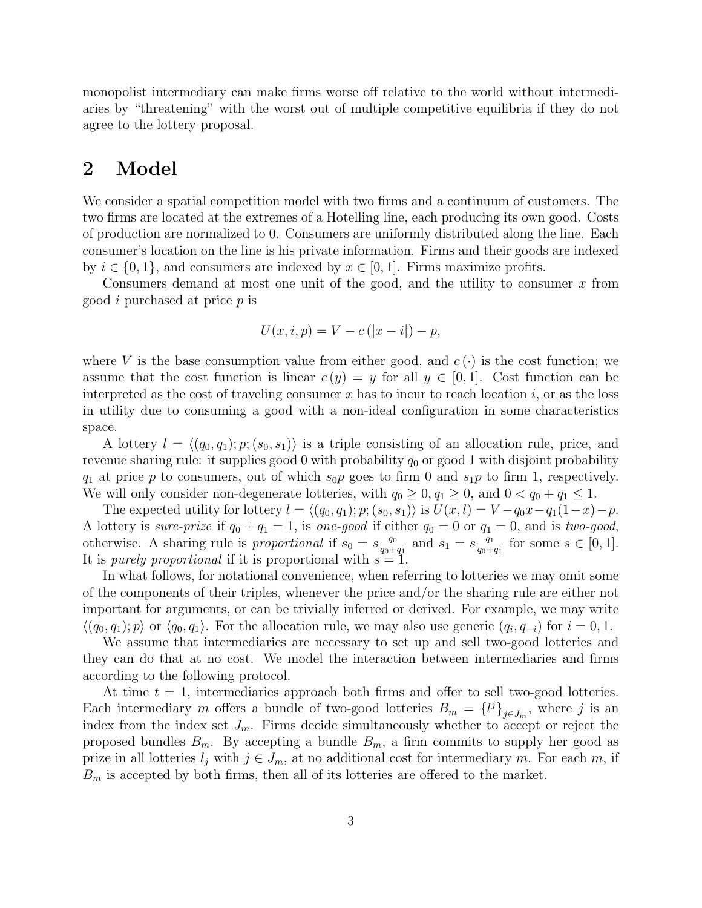monopolist intermediary can make firms worse off relative to the world without intermediaries by "threatening" with the worst out of multiple competitive equilibria if they do not agree to the lottery proposal.

## 2 Model

We consider a spatial competition model with two firms and a continuum of customers. The two firms are located at the extremes of a Hotelling line, each producing its own good. Costs of production are normalized to 0. Consumers are uniformly distributed along the line. Each consumer's location on the line is his private information. Firms and their goods are indexed by $i \in \{0, 1\}$, and consumers are indexed by $x \in [0, 1]$. Firms maximize profits.

Consumers demand at most one unit of the good, and the utility to consumer $x$ from good $i$ purchased at price $p$ is

$$U(x, i, p) = V - c(|x - i|) - p,$$

where $V$ is the base consumption value from either good, and $c(\cdot)$ is the cost function; we assume that the cost function is linear $c(y) = y$ for all $y \in [0, 1]$. Cost function can be interpreted as the cost of traveling consumer $x$ has to incur to reach location $i$, or as the loss in utility due to consuming a good with a non-ideal configuration in some characteristics space.

A lottery $l = \langle (q_0, q_1); p; (s_0, s_1) \rangle$ is a triple consisting of an allocation rule, price, and revenue sharing rule: it supplies good 0 with probability $q_0$ or good 1 with disjoint probability $q_1$ at price $p$ to consumers, out of which $s_0 p$ goes to firm 0 and $s_1 p$ to firm 1, respectively. We will only consider non-degenerate lotteries, with $q_0 \geq 0, q_1 \geq 0$, and $0 < q_0 + q_1 \leq 1$.

The expected utility for lottery $l = \langle (q_0, q_1); p; (s_0, s_1) \rangle$ is $U(x, l) = V - q_0 x - q_1(1-x) - p$. A lottery is *sure-prize* if $q_0 + q_1 = 1$, is *one-good* if either $q_0 = 0$ or $q_1 = 0$, and is *two-good*, otherwise. A sharing rule is *proportional* if $s_0 = s\frac{q_0}{q_0+q_1}$ and $s_1 = s\frac{q_1}{q_0+q_1}$ for some $s \in [0, 1]$. It is *purely proportional* if it is proportional with $s = 1$.

In what follows, for notational convenience, when referring to lotteries we may omit some of the components of their triples, whenever the price and/or the sharing rule are either not important for arguments, or can be trivially inferred or derived. For example, we may write $\langle (q_0, q_1); p \rangle$ or $\langle q_0, q_1 \rangle$. For the allocation rule, we may also use generic $(q_i, q_{-i})$ for $i = 0, 1$.

We assume that intermediaries are necessary to set up and sell two-good lotteries and they can do that at no cost. We model the interaction between intermediaries and firms according to the following protocol.

At time $t = 1$, intermediaries approach both firms and offer to sell two-good lotteries. Each intermediary $m$ offers a bundle of two-good lotteries $B_m = \{l^j\}_{j \in J_m}$, where $j$ is an index from the index set $J_m$. Firms decide simultaneously whether to accept or reject the proposed bundles $B_m$. By accepting a bundle $B_m$, a firm commits to supply her good as prize in all lotteries $l_j$ with $j \in J_m$, at no additional cost for intermediary $m$. For each $m$, if $B_m$ is accepted by both firms, then all of its lotteries are offered to the market.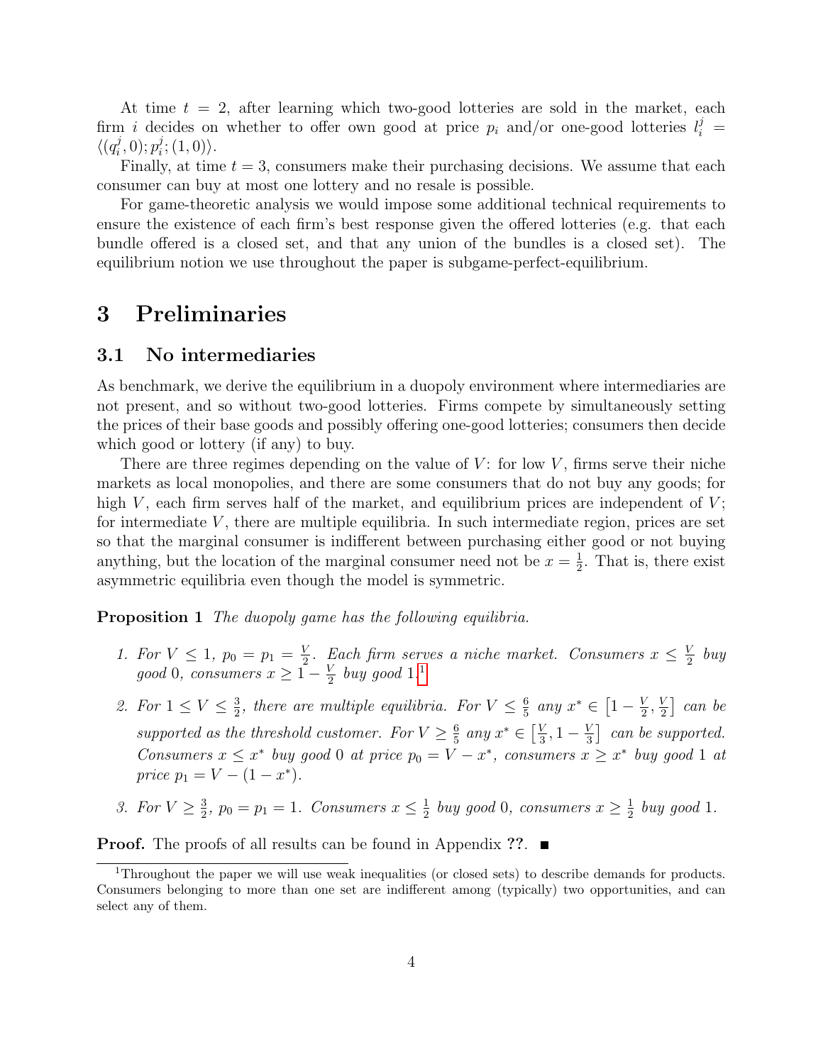At time $t = 2$, after learning which two-good lotteries are sold in the market, each firm $i$ decides on whether to offer own good at price $p_i$ and/or one-good lotteries $l_i^j = \langle (q_i^j, 0); p_i^j; (1, 0) \rangle$.

Finally, at time $t = 3$, consumers make their purchasing decisions. We assume that each consumer can buy at most one lottery and no resale is possible.

For game-theoretic analysis we would impose some additional technical requirements to ensure the existence of each firm's best response given the offered lotteries (e.g. that each bundle offered is a closed set, and that any union of the bundles is a closed set). The equilibrium notion we use throughout the paper is subgame-perfect-equilibrium.

# 3 Preliminaries

## 3.1 No intermediaries

As benchmark, we derive the equilibrium in a duopoly environment where intermediaries are not present, and so without two-good lotteries. Firms compete by simultaneously setting the prices of their base goods and possibly offering one-good lotteries; consumers then decide which good or lottery (if any) to buy.

There are three regimes depending on the value of $V$: for low $V$, firms serve their niche markets as local monopolies, and there are some consumers that do not buy any goods; for high $V$, each firm serves half of the market, and equilibrium prices are independent of $V$; for intermediate $V$, there are multiple equilibria. In such intermediate region, prices are set so that the marginal consumer is indifferent between purchasing either good or not buying anything, but the location of the marginal consumer need not be $x = \frac{1}{2}$. That is, there exist asymmetric equilibria even though the model is symmetric.

**Proposition 1** *The duopoly game has the following equilibria.*

1. *For $V \le 1$, $p_0 = p_1 = \frac{V}{2}$. Each firm serves a niche market. Consumers $x \le \frac{V}{2}$ buy good 0, consumers $x \ge 1 - \frac{V}{2}$ buy good 1.*[1]
2. *For $1 \le V \le \frac{3}{2}$, there are multiple equilibria. For $V \le \frac{6}{5}$ any $x^* \in \left[1 - \frac{V}{2}, \frac{V}{2}\right]$ can be supported as the threshold customer. For $V \ge \frac{6}{5}$ any $x^* \in \left[\frac{V}{3}, 1 - \frac{V}{3}\right]$ can be supported. Consumers $x \le x^*$ buy good 0 at price $p_0 = V - x^*$, consumers $x \ge x^*$ buy good 1 at price $p_1 = V - (1 - x^*)$.*
3. *For $V \ge \frac{3}{2}$, $p_0 = p_1 = 1$. Consumers $x \le \frac{1}{2}$ buy good 0, consumers $x \ge \frac{1}{2}$ buy good 1.*

**Proof.** The proofs of all results can be found in Appendix **??**. ■

[1] Throughout the paper we will use weak inequalities (or closed sets) to describe demands for products. Consumers belonging to more than one set are indifferent among (typically) two opportunities, and can select any of them.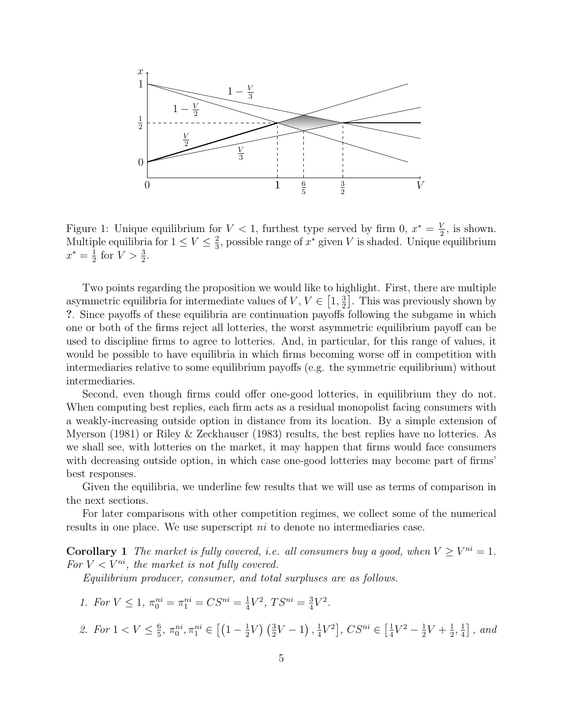Figure 1: Unique equilibrium for $V < 1$, furthest type served by firm 0, $x^* = \frac{V}{2}$, is shown. Multiple equilibria for $1 \leq V \leq \frac{2}{3}$, possible range of $x^*$ given $V$ is shaded. Unique equilibrium $x^* = \frac{1}{2}$ for $V > \frac{3}{2}$.

Two points regarding the proposition we would like to highlight. First, there are multiple asymmetric equilibria for intermediate values of $V$, $V \in \left[1, \frac{3}{2}\right]$. This was previously shown by **?**. Since payoffs of these equilibria are continuation payoffs following the subgame in which one or both of the firms reject all lotteries, the worst asymmetric equilibrium payoff can be used to discipline firms to agree to lotteries. And, in particular, for this range of values, it would be possible to have equilibria in which firms becoming worse off in competition with intermediaries relative to some equilibrium payoffs (e.g. the symmetric equilibrium) without intermediaries.

Second, even though firms could offer one-good lotteries, in equilibrium they do not. When computing best replies, each firm acts as a residual monopolist facing consumers with a weakly-increasing outside option in distance from its location. By a simple extension of Myerson (1981) or Riley & Zeckhauser (1983) results, the best replies have no lotteries. As we shall see, with lotteries on the market, it may happen that firms would face consumers with decreasing outside option, in which case one-good lotteries may become part of firms' best responses.

Given the equilibria, we underline few results that we will use as terms of comparison in the next sections.

For later comparisons with other competition regimes, we collect some of the numerical results in one place. We use superscript $ni$ to denote no intermediaries case.

**Corollary 1** *The market is fully covered, i.e. all consumers buy a good, when $V \geq V^{ni} = 1$. For $V < V^{ni}$, the market is not fully covered.*

*Equilibrium producer, consumer, and total surpluses are as follows.*

1. *For $V \leq 1$, $\pi_0^{ni} = \pi_1^{ni} = CS^{ni} = \frac{1}{4}V^2$, $TS^{ni} = \frac{3}{4}V^2$.*
2. *For $1 < V \leq \frac{6}{5}$, $\pi_0^{ni}, \pi_1^{ni} \in \left[\left(1 - \frac{1}{2}V\right)\left(\frac{3}{2}V - 1\right), \frac{1}{4}V^2\right]$, $CS^{ni} \in \left[\frac{1}{4}V^2 - \frac{1}{2}V + \frac{1}{2}, \frac{1}{4}\right]$, and*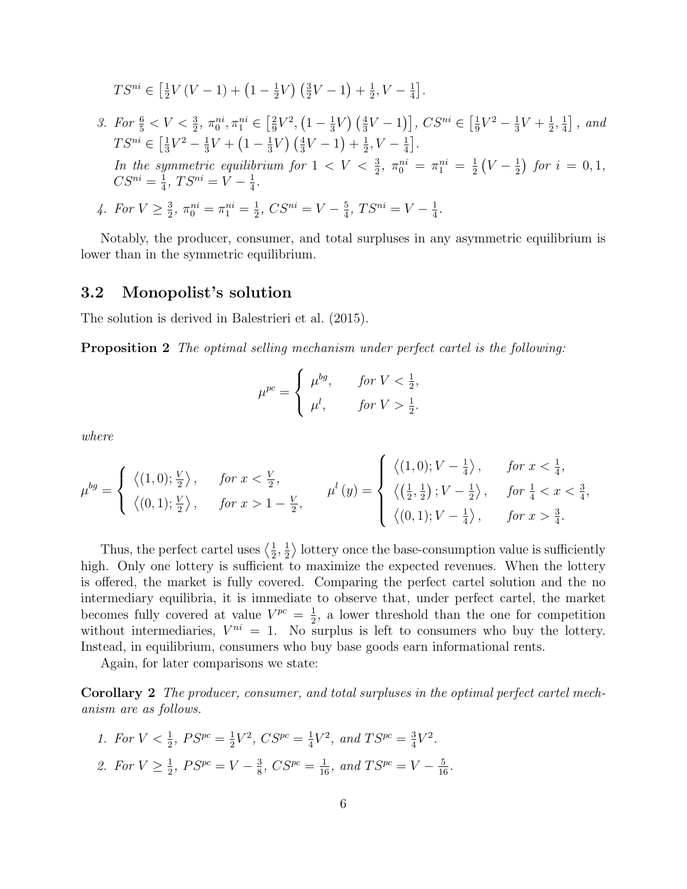$TS^{ni} \in \left[\frac{1}{2}V\left(V-1\right)+\left(1-\frac{1}{2}V\right)\left(\frac{3}{2}V-1\right)+\frac{1}{2}, V-\frac{1}{4}\right]$.

3. *For* $\frac{6}{5} < V < \frac{3}{2}$, $\pi_0^{ni}, \pi_1^{ni} \in \left[\frac{2}{9}V^2, \left(1-\frac{1}{3}V\right)\left(\frac{4}{3}V-1\right)\right]$, $CS^{ni} \in \left[\frac{1}{9}V^2-\frac{1}{3}V+\frac{1}{2}, \frac{1}{4}\right]$, *and* $TS^{ni} \in \left[\frac{1}{3}V^2-\frac{1}{3}V+\left(1-\frac{1}{3}V\right)\left(\frac{4}{3}V-1\right)+\frac{1}{2}, V-\frac{1}{4}\right]$.
   *In the symmetric equilibrium for* $1 < V < \frac{3}{2}$, $\pi_0^{ni} = \pi_1^{ni} = \frac{1}{2}\left(V-\frac{1}{2}\right)$ *for* $i = 0, 1$, $CS^{ni} = \frac{1}{4}$, $TS^{ni} = V - \frac{1}{4}$.

4. *For* $V \geq \frac{3}{2}$, $\pi_0^{ni} = \pi_1^{ni} = \frac{1}{2}$, $CS^{ni} = V - \frac{5}{4}$, $TS^{ni} = V - \frac{1}{4}$.

Notably, the producer, consumer, and total surpluses in any asymmetric equilibrium is lower than in the symmetric equilibrium.

## 3.2 Monopolist's solution

The solution is derived in Balestrieri et al. (2015).

**Proposition 2** *The optimal selling mechanism under perfect cartel is the following:*

$$\mu^{pc} = \begin{cases} \mu^{bg}, & \text{for } V < \frac{1}{2}, \\ \mu^{l}, & \text{for } V > \frac{1}{2}. \end{cases}$$

*where*

$$\mu^{bg} = \begin{cases} \left\langle (1,0); \frac{V}{2} \right\rangle, & \text{for } x < \frac{V}{2}, \\ \left\langle (0,1); \frac{V}{2} \right\rangle, & \text{for } x > 1 - \frac{V}{2}, \end{cases} \qquad \mu^{l}\left(y\right) = \begin{cases} \left\langle (1,0); V - \frac{1}{4} \right\rangle, & \text{for } x < \frac{1}{4}, \\ \left\langle \left(\frac{1}{2}, \frac{1}{2}\right); V - \frac{1}{2} \right\rangle, & \text{for } \frac{1}{4} < x < \frac{3}{4}, \\ \left\langle (0,1); V - \frac{1}{4} \right\rangle, & \text{for } x > \frac{3}{4}. \end{cases}$$

Thus, the perfect cartel uses $\left\langle \frac{1}{2}, \frac{1}{2} \right\rangle$ lottery once the base-consumption value is sufficiently high. Only one lottery is sufficient to maximize the expected revenues. When the lottery is offered, the market is fully covered. Comparing the perfect cartel solution and the no intermediary equilibria, it is immediate to observe that, under perfect cartel, the market becomes fully covered at value $V^{pc} = \frac{1}{2}$, a lower threshold than the one for competition without intermediaries, $V^{ni} = 1$. No surplus is left to consumers who buy the lottery. Instead, in equilibrium, consumers who buy base goods earn informational rents.

Again, for later comparisons we state:

**Corollary 2** *The producer, consumer, and total surpluses in the optimal perfect cartel mechanism are as follows.*

1. *For* $V < \frac{1}{2}$, $PS^{pc} = \frac{1}{2}V^2$, $CS^{pc} = \frac{1}{4}V^2$, *and* $TS^{pc} = \frac{3}{4}V^2$.
2. *For* $V \geq \frac{1}{2}$, $PS^{pc} = V - \frac{3}{8}$, $CS^{pc} = \frac{1}{16}$, *and* $TS^{pc} = V - \frac{5}{16}$.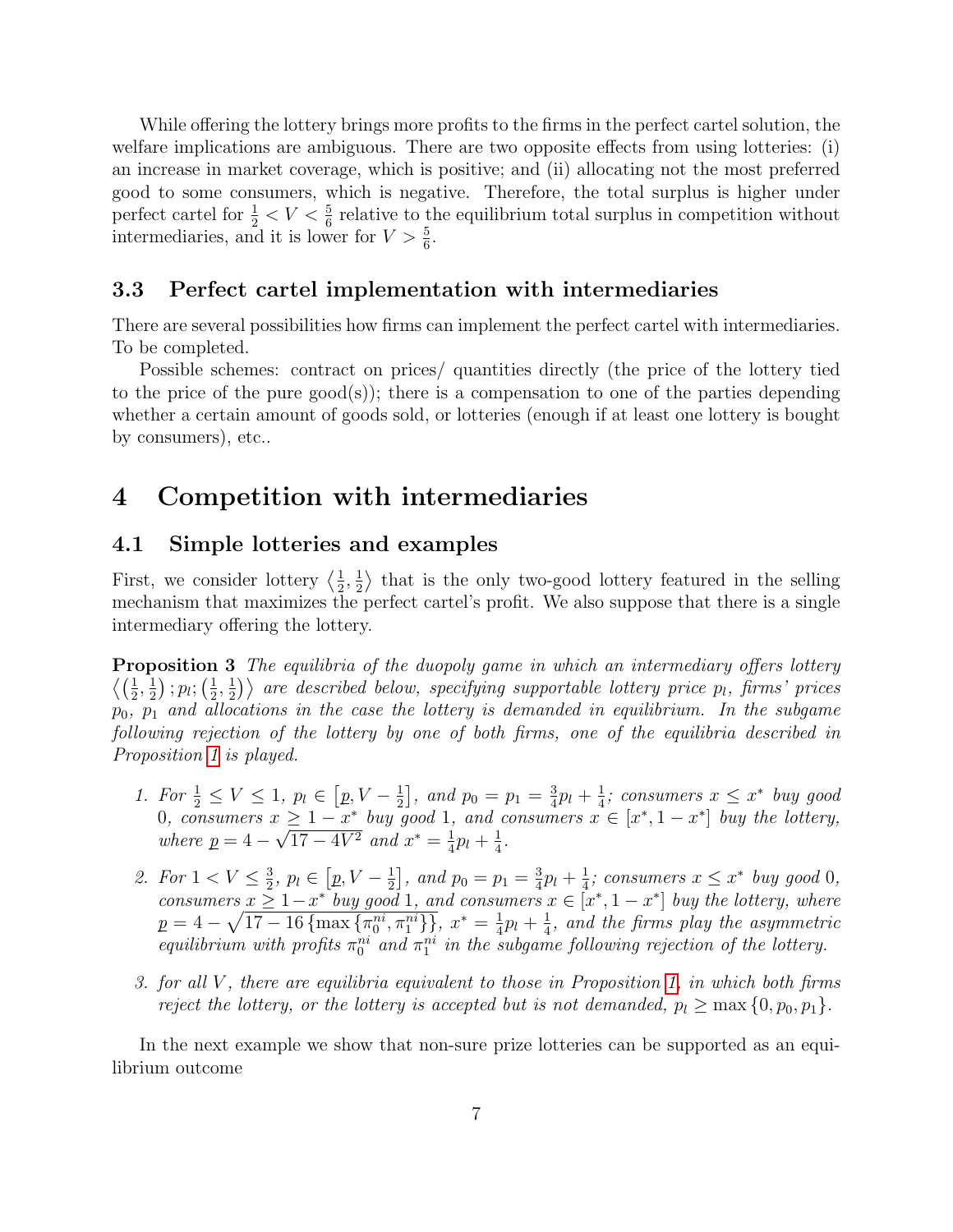While offering the lottery brings more profits to the firms in the perfect cartel solution, the welfare implications are ambiguous. There are two opposite effects from using lotteries: (i) an increase in market coverage, which is positive; and (ii) allocating not the most preferred good to some consumers, which is negative. Therefore, the total surplus is higher under perfect cartel for $\frac{1}{2} < V < \frac{5}{6}$ relative to the equilibrium total surplus in competition without intermediaries, and it is lower for $V > \frac{5}{6}$.

### 3.3 Perfect cartel implementation with intermediaries

There are several possibilities how firms can implement the perfect cartel with intermediaries. To be completed.

Possible schemes: contract on prices/ quantities directly (the price of the lottery tied to the price of the pure good(s)); there is a compensation to one of the parties depending whether a certain amount of goods sold, or lotteries (enough if at least one lottery is bought by consumers), etc..

## 4 Competition with intermediaries

### 4.1 Simple lotteries and examples

First, we consider lottery $\langle \frac{1}{2}, \frac{1}{2} \rangle$ that is the only two-good lottery featured in the selling mechanism that maximizes the perfect cartel's profit. We also suppose that there is a single intermediary offering the lottery.

**Proposition 3** *The equilibria of the duopoly game in which an intermediary offers lottery $\left\langle \left(\frac{1}{2}, \frac{1}{2}\right); p_l; \left(\frac{1}{2}, \frac{1}{2}\right) \right\rangle$ are described below, specifying supportable lottery price $p_l$, firms' prices $p_0$, $p_1$ and allocations in the case the lottery is demanded in equilibrium. In the subgame following rejection of the lottery by one of both firms, one of the equilibria described in Proposition 1 is played.*

1. *For $\frac{1}{2} \leq V \leq 1$, $p_l \in \left[\underline{p}, V - \frac{1}{2}\right]$, and $p_0 = p_1 = \frac{3}{4}p_l + \frac{1}{4}$; consumers $x \leq x^*$ buy good 0, consumers $x \geq 1 - x^*$ buy good 1, and consumers $x \in [x^*, 1 - x^*]$ buy the lottery, where $\underline{p} = 4 - \sqrt{17 - 4V^2}$ and $x^* = \frac{1}{4}p_l + \frac{1}{4}$.*

2. *For $1 < V \leq \frac{3}{2}$, $p_l \in \left[\underline{p}, V - \frac{1}{2}\right]$, and $p_0 = p_1 = \frac{3}{4}p_l + \frac{1}{4}$; consumers $x \leq x^*$ buy good 0, consumers $x \geq 1 - x^*$ buy good 1, and consumers $x \in [x^*, 1 - x^*]$ buy the lottery, where $\underline{p} = 4 - \sqrt{17 - 16\left\{\max\left\{\pi_0^{ni}, \pi_1^{ni}\right\}\right\}}$, $x^* = \frac{1}{4}p_l + \frac{1}{4}$, and the firms play the asymmetric equilibrium with profits $\pi_0^{ni}$ and $\pi_1^{ni}$ in the subgame following rejection of the lottery.*

3. *for all $V$, there are equilibria equivalent to those in Proposition 1, in which both firms reject the lottery, or the lottery is accepted but is not demanded, $p_l \geq \max\{0, p_0, p_1\}$.*

In the next example we show that non-sure prize lotteries can be supported as an equilibrium outcome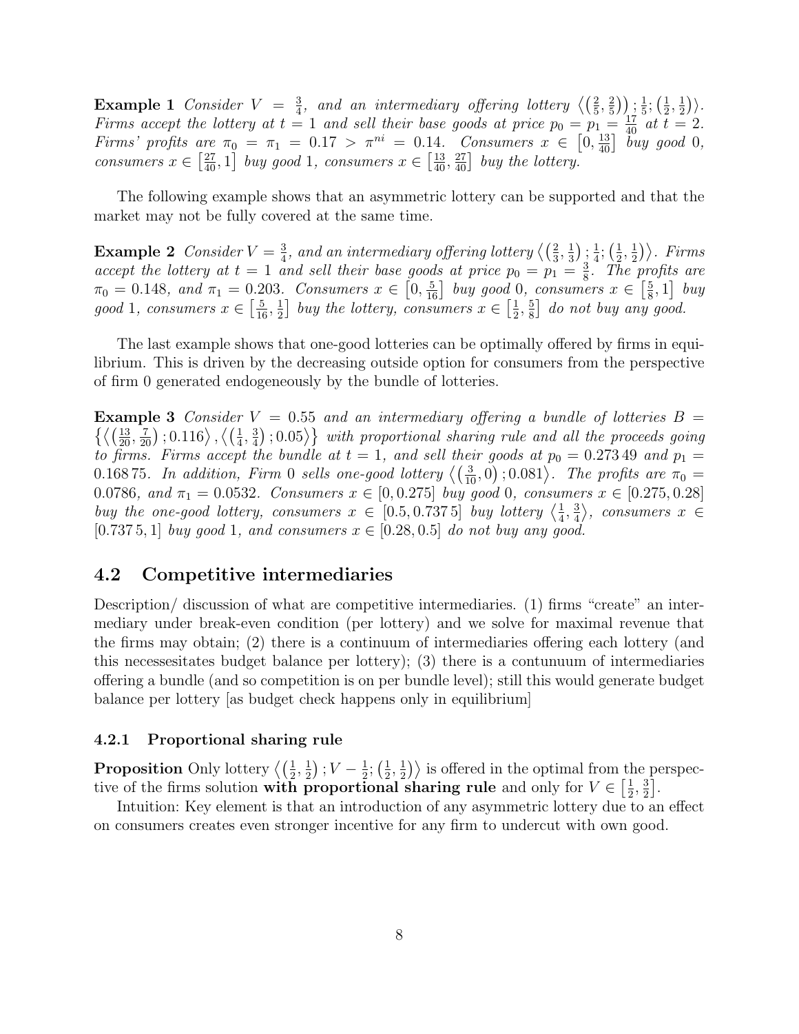**Example 1** *Consider $V = \frac{3}{4}$, and an intermediary offering lottery $\left\langle\left(\frac{2}{5}, \frac{2}{5}\right); \frac{1}{5}; \left(\frac{1}{2}, \frac{1}{2}\right)\right\rangle$. Firms accept the lottery at $t = 1$ and sell their base goods at price $p_0 = p_1 = \frac{17}{40}$ at $t = 2$. Firms' profits are $\pi_0 = \pi_1 = 0.17 > \pi^{ni} = 0.14$. Consumers $x \in \left[0, \frac{13}{40}\right]$ buy good 0, consumers $x \in \left[\frac{27}{40}, 1\right]$ buy good 1, consumers $x \in \left[\frac{13}{40}, \frac{27}{40}\right]$ buy the lottery.*

The following example shows that an asymmetric lottery can be supported and that the market may not be fully covered at the same time.

**Example 2** *Consider $V = \frac{3}{4}$, and an intermediary offering lottery $\left\langle\left(\frac{2}{3}, \frac{1}{3}\right); \frac{1}{4}; \left(\frac{1}{2}, \frac{1}{2}\right)\right\rangle$. Firms accept the lottery at $t = 1$ and sell their base goods at price $p_0 = p_1 = \frac{3}{8}$. The profits are $\pi_0 = 0.148$, and $\pi_1 = 0.203$. Consumers $x \in \left[0, \frac{5}{16}\right]$ buy good 0, consumers $x \in \left[\frac{5}{8}, 1\right]$ buy good 1, consumers $x \in \left[\frac{5}{16}, \frac{1}{2}\right]$ buy the lottery, consumers $x \in \left[\frac{1}{2}, \frac{5}{8}\right]$ do not buy any good.*

The last example shows that one-good lotteries can be optimally offered by firms in equilibrium. This is driven by the decreasing outside option for consumers from the perspective of firm 0 generated endogeneously by the bundle of lotteries.

**Example 3** *Consider $V = 0.55$ and an intermediary offering a bundle of lotteries $B = \left\{\left\langle\left(\frac{13}{20}, \frac{7}{20}\right); 0.116\right\rangle, \left\langle\left(\frac{1}{4}, \frac{3}{4}\right); 0.05\right\rangle\right\}$ with proportional sharing rule and all the proceeds going to firms. Firms accept the bundle at $t = 1$, and sell their goods at $p_0 = 0.27349$ and $p_1 = 0.16875$. In addition, Firm 0 sells one-good lottery $\left\langle\left(\frac{3}{10}, 0\right); 0.081\right\rangle$. The profits are $\pi_0 = 0.0786$, and $\pi_1 = 0.0532$. Consumers $x \in [0, 0.275]$ buy good 0, consumers $x \in [0.275, 0.28]$ buy the one-good lottery, consumers $x \in [0.5, 0.7375]$ buy lottery $\left\langle\frac{1}{4}, \frac{3}{4}\right\rangle$, consumers $x \in [0.7375, 1]$ buy good 1, and consumers $x \in [0.28, 0.5]$ do not buy any good.*

## 4.2 Competitive intermediaries

Description/ discussion of what are competitive intermediaries. (1) firms "create" an intermediary under break-even condition (per lottery) and we solve for maximal revenue that the firms may obtain; (2) there is a continuum of intermediaries offering each lottery (and this necessesitates budget balance per lottery); (3) there is a contunuum of intermediaries offering a bundle (and so competition is on per bundle level); still this would generate budget balance per lottery [as budget check happens only in equilibrium]

### 4.2.1 Proportional sharing rule

**Proposition** Only lottery $\left\langle\left(\frac{1}{2}, \frac{1}{2}\right); V - \frac{1}{2}; \left(\frac{1}{2}, \frac{1}{2}\right)\right\rangle$ is offered in the optimal from the perspective of the firms solution **with proportional sharing rule** and only for $V \in \left[\frac{1}{2}, \frac{3}{2}\right]$.

Intuition: Key element is that an introduction of any asymmetric lottery due to an effect on consumers creates even stronger incentive for any firm to undercut with own good.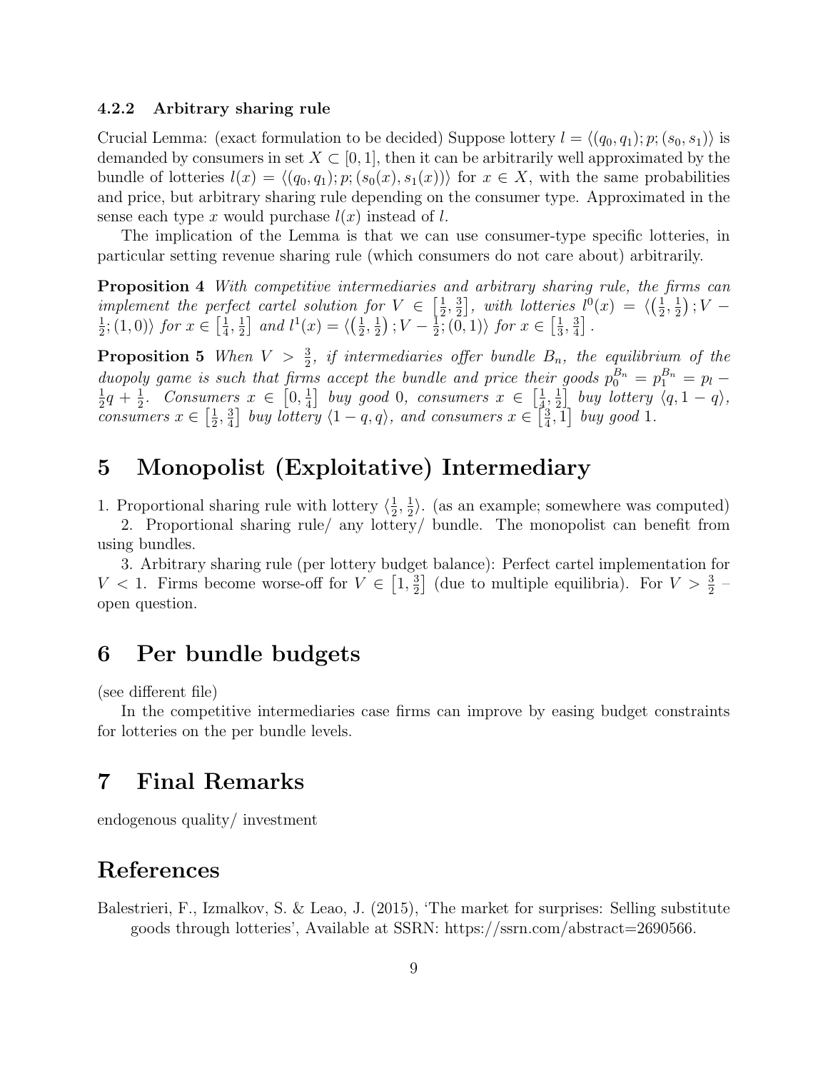### 4.2.2 Arbitrary sharing rule

Crucial Lemma: (exact formulation to be decided) Suppose lottery $l = \langle (q_0, q_1); p; (s_0, s_1) \rangle$ is demanded by consumers in set $X \subset [0,1]$, then it can be arbitrarily well approximated by the bundle of lotteries $l(x) = \langle (q_0, q_1); p; (s_0(x), s_1(x)) \rangle$ for $x \in X$, with the same probabilities and price, but arbitrary sharing rule depending on the consumer type. Approximated in the sense each type $x$ would purchase $l(x)$ instead of $l$.

The implication of the Lemma is that we can use consumer-type specific lotteries, in particular setting revenue sharing rule (which consumers do not care about) arbitrarily.

**Proposition 4** *With competitive intermediaries and arbitrary sharing rule, the firms can implement the perfect cartel solution for* $V \in \left[\frac{1}{2}, \frac{3}{2}\right]$*, with lotteries* $l^0(x) = \langle \left(\frac{1}{2}, \frac{1}{2}\right); V - \frac{1}{2}; (1,0) \rangle$ *for* $x \in \left[\frac{1}{4}, \frac{1}{2}\right]$ *and* $l^1(x) = \langle \left(\frac{1}{2}, \frac{1}{2}\right); V - \frac{1}{2}; (0,1) \rangle$ *for* $x \in \left[\frac{1}{3}, \frac{3}{4}\right]$.

**Proposition 5** *When* $V > \frac{3}{2}$*, if intermediaries offer bundle* $B_n$*, the equilibrium of the duopoly game is such that firms accept the bundle and price their goods* $p_0^{B_n} = p_1^{B_n} = p_l - \frac{1}{2}q + \frac{1}{2}$*. Consumers* $x \in \left[0, \frac{1}{4}\right]$ *buy good 0, consumers* $x \in \left[\frac{1}{4}, \frac{1}{2}\right]$ *buy lottery* $\langle q, 1-q \rangle$*, consumers* $x \in \left[\frac{1}{2}, \frac{3}{4}\right]$ *buy lottery* $\langle 1-q, q \rangle$*, and consumers* $x \in \left[\frac{3}{4}, 1\right]$ *buy good 1.*

# 5 Monopolist (Exploitative) Intermediary

1. Proportional sharing rule with lottery $\langle \frac{1}{2}, \frac{1}{2} \rangle$. (as an example; somewhere was computed)

2. Proportional sharing rule/ any lottery/ bundle. The monopolist can benefit from using bundles.

3. Arbitrary sharing rule (per lottery budget balance): Perfect cartel implementation for $V < 1$. Firms become worse-off for $V \in \left[1, \frac{3}{2}\right]$ (due to multiple equilibria). For $V > \frac{3}{2}$ – open question.

# 6 Per bundle budgets

(see different file)

In the competitive intermediaries case firms can improve by easing budget constraints for lotteries on the per bundle levels.

# 7 Final Remarks

endogenous quality/ investment

# References

Balestrieri, F., Izmalkov, S. & Leao, J. (2015), 'The market for surprises: Selling substitute goods through lotteries', Available at SSRN: https://ssrn.com/abstract=2690566.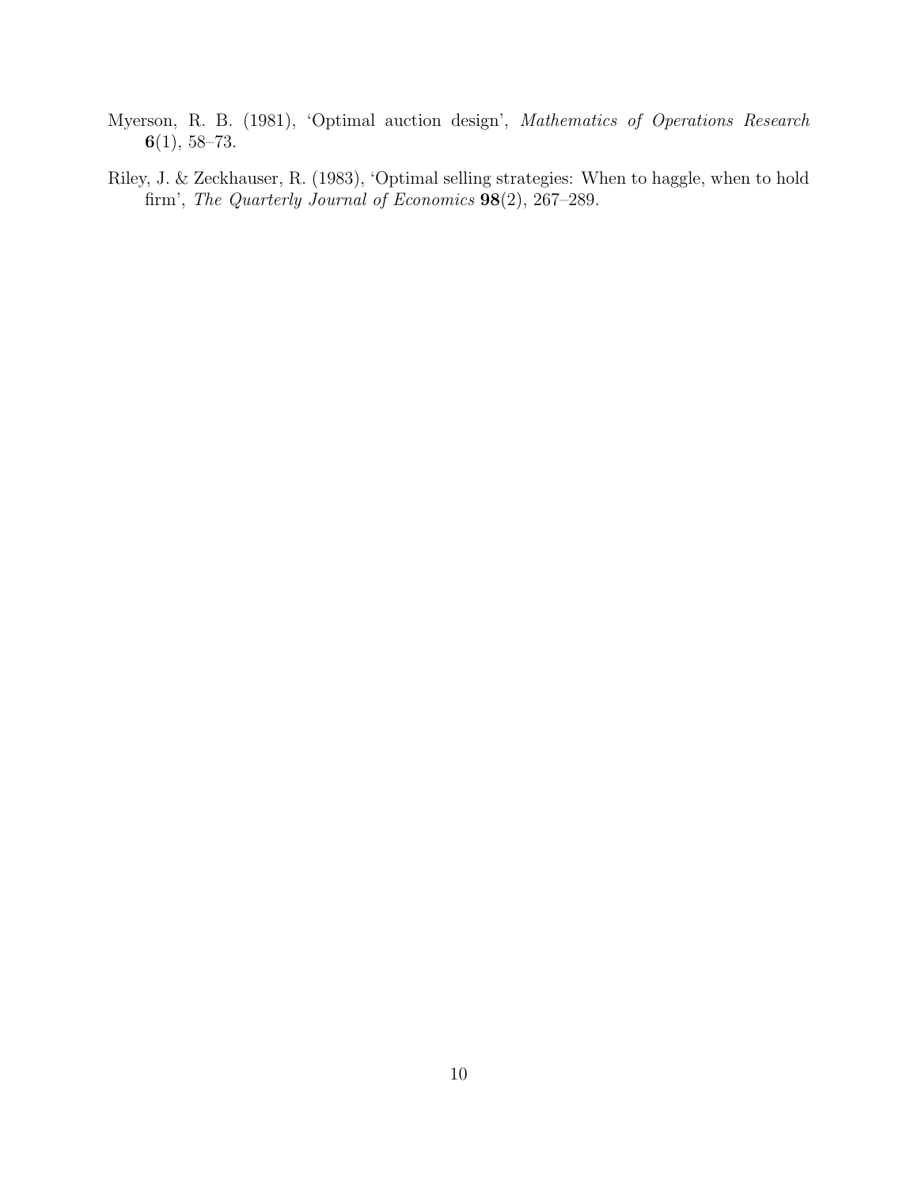Myerson, R. B. (1981), 'Optimal auction design', *Mathematics of Operations Research* **6**(1), 58–73.

Riley, J. & Zeckhauser, R. (1983), 'Optimal selling strategies: When to haggle, when to hold firm', *The Quarterly Journal of Economics* **98**(2), 267–289.